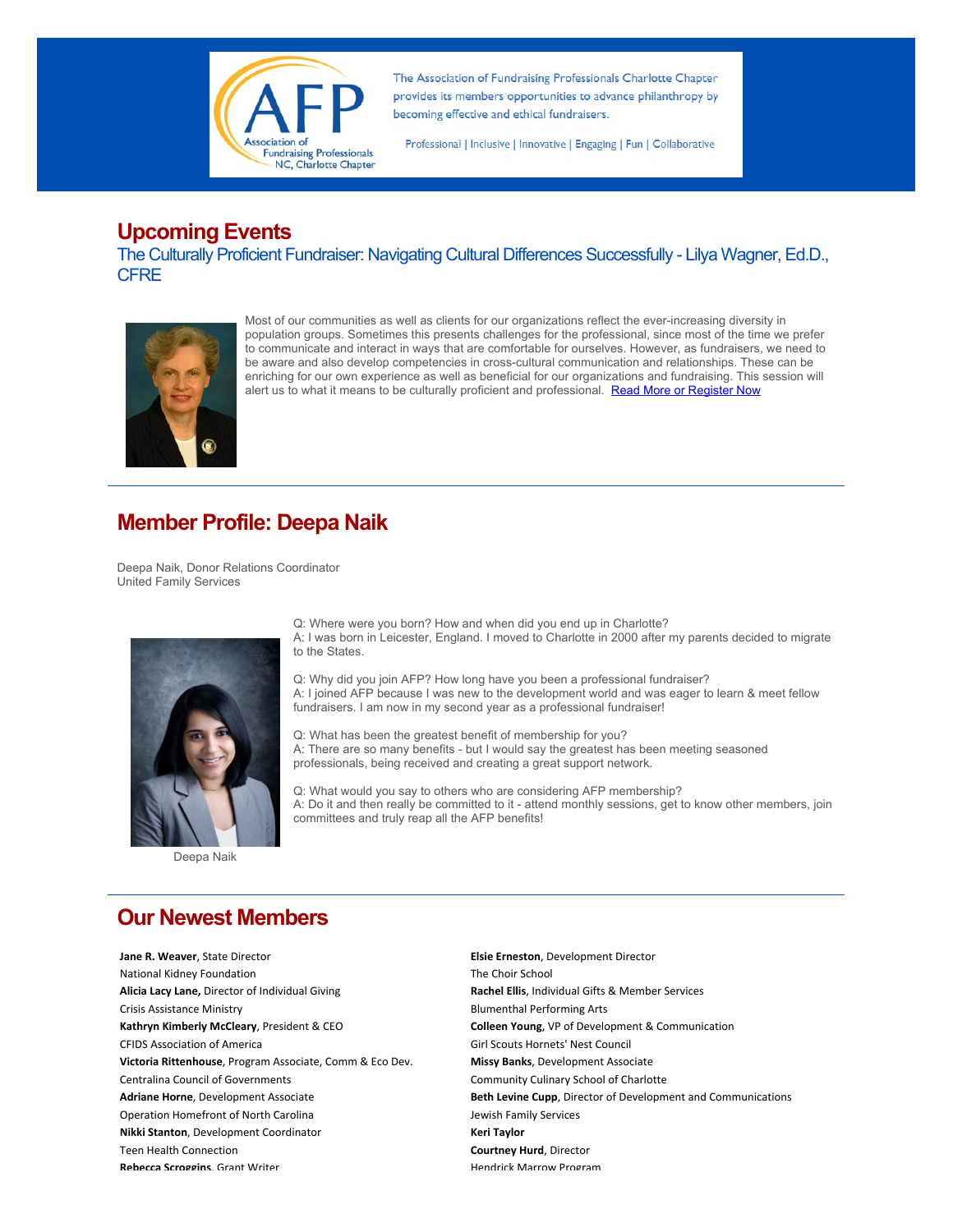The Association of Fundraising Professionals Charlotte Chapter provides its members opportunities to advance philanthropy by becoming effective and ethical fundraisers.

Professional | Inclusive | Innovative | Engaging | Fun | Collaborative

## Upcoming Events

### The Culturally Proficient Fundraiser: Navigating Cultural Differences Successfully - Lilya Wagner, Ed.D., CFRE

Most of our communities as well as clients for our organizations reflect the ever-increasing diversity in population groups. Sometimes this presents challenges for the professional, since most of the time we prefer to communicate and interact in ways that are comfortable for ourselves. However, as fundraisers, we need to be aware and also develop competencies in cross-cultural communication and relationships. These can be enriching for our own experience as well as beneficial for our organizations and fundraising. This session will alert us to what it means to be culturally proficient and professional. Read More or Register Now

## Member Profile: Deepa Naik

Deepa Naik, Donor Relations Coordinator
United Family Services

Q: Where were you born? How and when did you end up in Charlotte?
A: I was born in Leicester, England. I moved to Charlotte in 2000 after my parents decided to migrate to the States.

Q: Why did you join AFP? How long have you been a professional fundraiser?
A: I joined AFP because I was new to the development world and was eager to learn & meet fellow fundraisers. I am now in my second year as a professional fundraiser!

Q: What has been the greatest benefit of membership for you?
A: There are so many benefits - but I would say the greatest has been meeting seasoned professionals, being received and creating a great support network.

Q: What would you say to others who are considering AFP membership?
A: Do it and then really be committed to it - attend monthly sessions, get to know other members, join committees and truly reap all the AFP benefits!

Deepa Naik

## Our Newest Members

**Jane R. Weaver**, State Director
National Kidney Foundation
**Alicia Lacy Lane,** Director of Individual Giving
Crisis Assistance Ministry
**Kathryn Kimberly McCleary**, President & CEO
CFIDS Association of America
**Victoria Rittenhouse**, Program Associate, Comm & Eco Dev.
Centralina Council of Governments
**Adriane Horne**, Development Associate
Operation Homefront of North Carolina
**Nikki Stanton**, Development Coordinator
Teen Health Connection
**Rebecca Scroggins**, Grant Writer

**Elsie Erneston**, Development Director
The Choir School
**Rachel Ellis**, Individual Gifts & Member Services
Blumenthal Performing Arts
**Colleen Young**, VP of Development & Communication
Girl Scouts Hornets' Nest Council
**Missy Banks**, Development Associate
Community Culinary School of Charlotte
**Beth Levine Cupp**, Director of Development and Communications
Jewish Family Services
**Keri Taylor**
**Courtney Hurd**, Director
Hendrick Marrow Program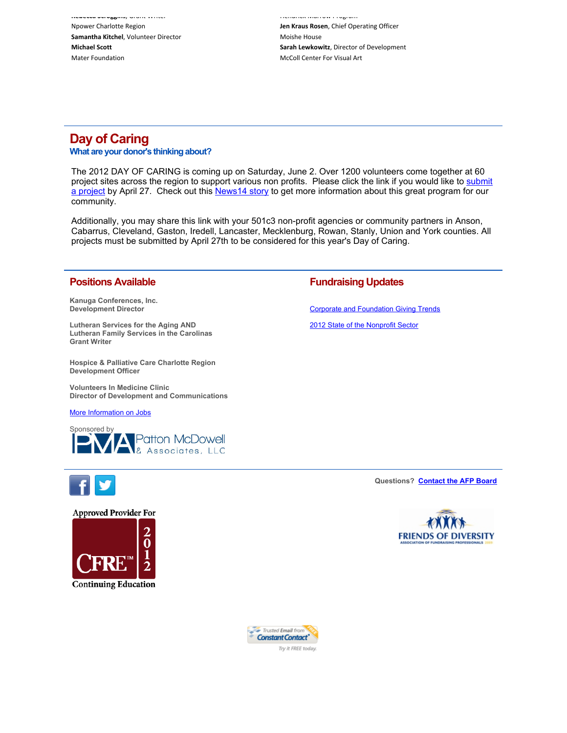Npower Charlotte Region

**Samantha Kitchel**, Volunteer Director

**Michael Scott**

Mater Foundation

**Jen Kraus Rosen**, Chief Operating Officer

Moishe House

**Sarah Lewkowitz**, Director of Development

McColl Center For Visual Art

## Day of Caring

### What are your donor's thinking about?

The 2012 DAY OF CARING is coming up on Saturday, June 2. Over 1200 volunteers come together at 60 project sites across the region to support various non profits. Please click the link if you would like to submit a project by April 27. Check out this News14 story to get more information about this great program for our community.

Additionally, you may share this link with your 501c3 non-profit agencies or community partners in Anson, Cabarrus, Cleveland, Gaston, Iredell, Lancaster, Mecklenburg, Rowan, Stanly, Union and York counties. All projects must be submitted by April 27th to be considered for this year's Day of Caring.

## Positions Available

**Kanuga Conferences, Inc.**
**Development Director**

**Lutheran Services for the Aging AND**
**Lutheran Family Services in the Carolinas**
**Grant Writer**

**Hospice & Palliative Care Charlotte Region**
**Development Officer**

**Volunteers In Medicine Clinic**
**Director of Development and Communications**

More Information on Jobs

Sponsored by

Patton McDowell & Associates, LLC

## Fundraising Updates

Corporate and Foundation Giving Trends

2012 State of the Nonprofit Sector

**Questions? Contact the AFP Board**

Approved Provider For CFRE 2012 Continuing Education

FRIENDS OF DIVERSITY
ASSOCIATION OF FUNDRAISING PROFESSIONALS

Trusted Email from Constant Contact
Try it FREE today.